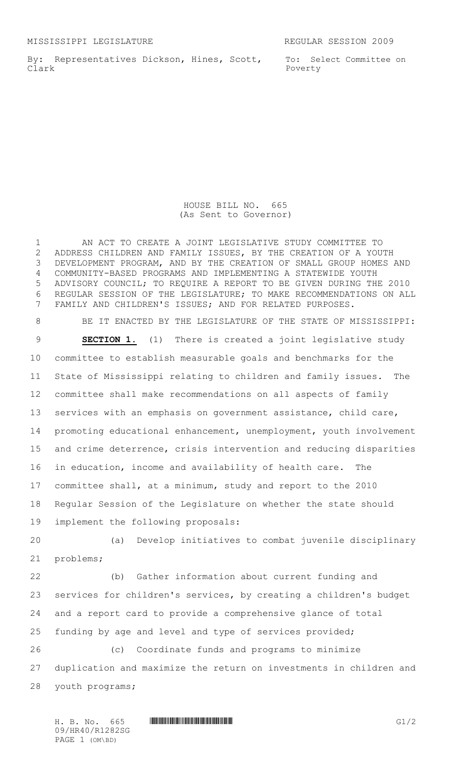MISSISSIPPI LEGISLATURE REGULAR SESSION 2009

By: Representatives Dickson, Hines, Scott, Clark

To: Select Committee on Poverty

# HOUSE BILL NO. 665
(As Sent to Governor)

AN ACT TO CREATE A JOINT LEGISLATIVE STUDY COMMITTEE TO ADDRESS CHILDREN AND FAMILY ISSUES, BY THE CREATION OF A YOUTH DEVELOPMENT PROGRAM, AND BY THE CREATION OF SMALL GROUP HOMES AND COMMUNITY-BASED PROGRAMS AND IMPLEMENTING A STATEWIDE YOUTH ADVISORY COUNCIL; TO REQUIRE A REPORT TO BE GIVEN DURING THE 2010 REGULAR SESSION OF THE LEGISLATURE; TO MAKE RECOMMENDATIONS ON ALL FAMILY AND CHILDREN'S ISSUES; AND FOR RELATED PURPOSES.

BE IT ENACTED BY THE LEGISLATURE OF THE STATE OF MISSISSIPPI:

**SECTION 1.** (1) There is created a joint legislative study committee to establish measurable goals and benchmarks for the State of Mississippi relating to children and family issues. The committee shall make recommendations on all aspects of family services with an emphasis on government assistance, child care, promoting educational enhancement, unemployment, youth involvement and crime deterrence, crisis intervention and reducing disparities in education, income and availability of health care. The committee shall, at a minimum, study and report to the 2010 Regular Session of the Legislature on whether the state should implement the following proposals:

(a) Develop initiatives to combat juvenile disciplinary problems;

(b) Gather information about current funding and services for children's services, by creating a children's budget and a report card to provide a comprehensive glance of total funding by age and level and type of services provided;

(c) Coordinate funds and programs to minimize duplication and maximize the return on investments in children and youth programs;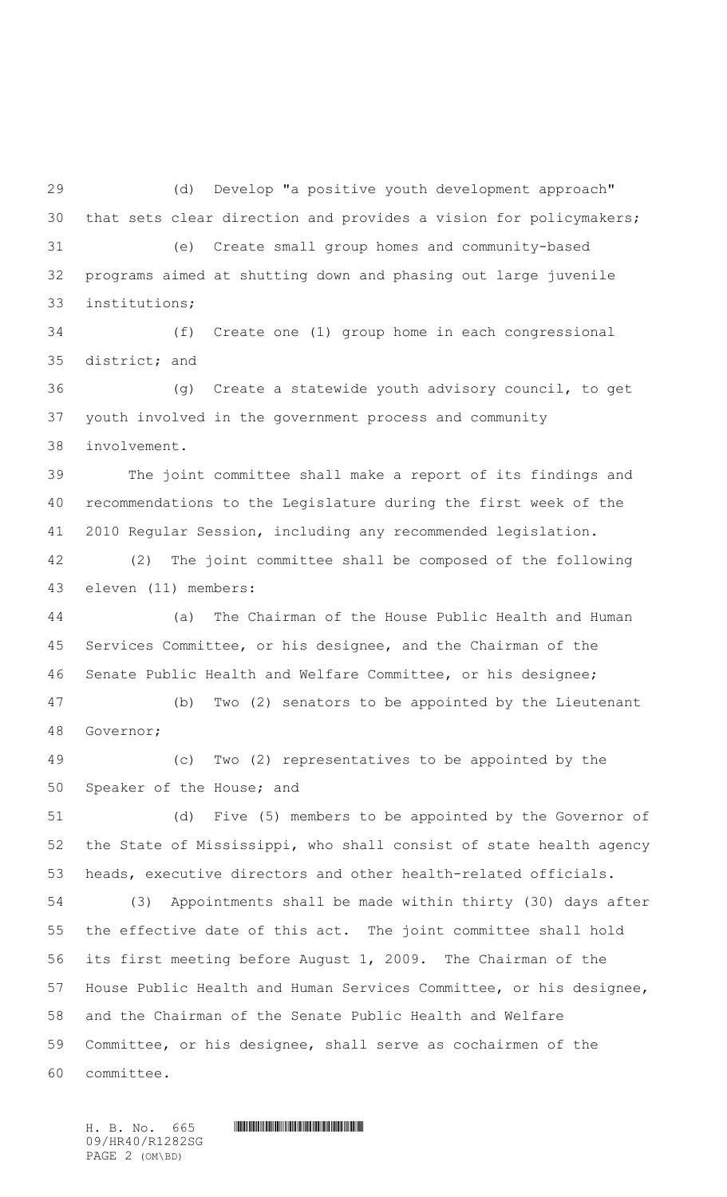(d) Develop "a positive youth development approach" that sets clear direction and provides a vision for policymakers;

(e) Create small group homes and community-based programs aimed at shutting down and phasing out large juvenile institutions;

(f) Create one (1) group home in each congressional district; and

(g) Create a statewide youth advisory council, to get youth involved in the government process and community involvement.

The joint committee shall make a report of its findings and recommendations to the Legislature during the first week of the 2010 Regular Session, including any recommended legislation.

(2) The joint committee shall be composed of the following eleven (11) members:

(a) The Chairman of the House Public Health and Human Services Committee, or his designee, and the Chairman of the Senate Public Health and Welfare Committee, or his designee;

(b) Two (2) senators to be appointed by the Lieutenant Governor;

(c) Two (2) representatives to be appointed by the Speaker of the House; and

(d) Five (5) members to be appointed by the Governor of the State of Mississippi, who shall consist of state health agency heads, executive directors and other health-related officials.

(3) Appointments shall be made within thirty (30) days after the effective date of this act. The joint committee shall hold its first meeting before August 1, 2009. The Chairman of the House Public Health and Human Services Committee, or his designee, and the Chairman of the Senate Public Health and Welfare Committee, or his designee, shall serve as cochairmen of the committee.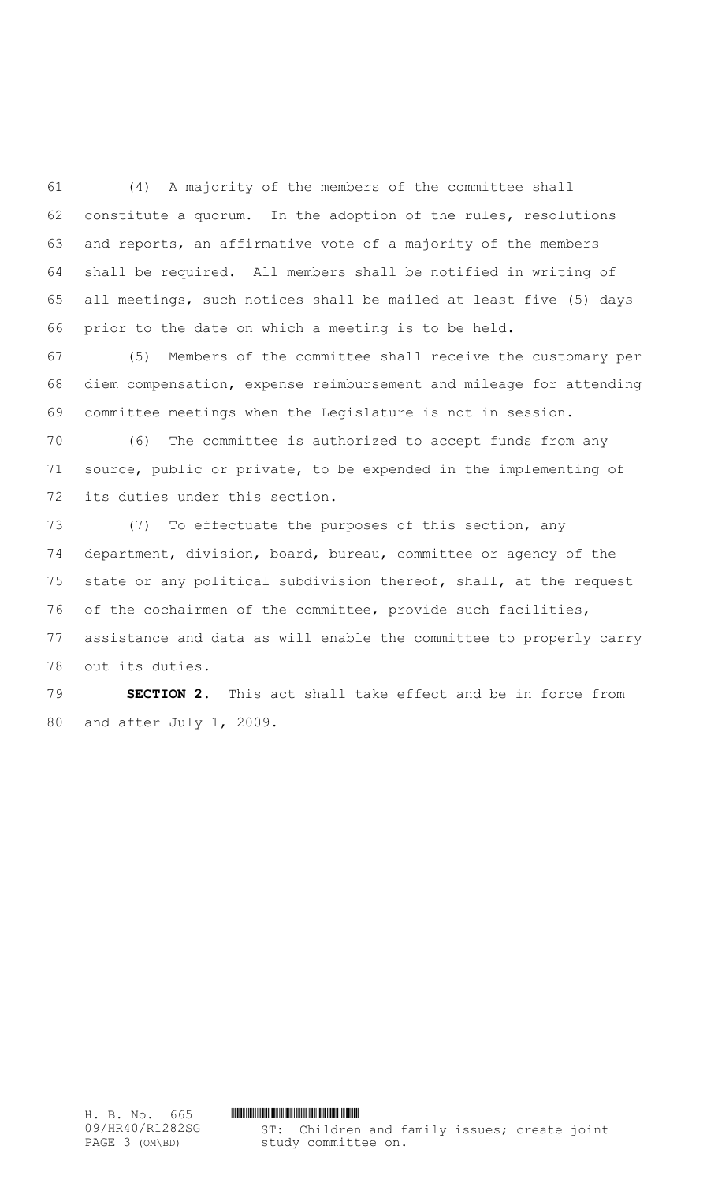(4) A majority of the members of the committee shall constitute a quorum. In the adoption of the rules, resolutions and reports, an affirmative vote of a majority of the members shall be required. All members shall be notified in writing of all meetings, such notices shall be mailed at least five (5) days prior to the date on which a meeting is to be held.

(5) Members of the committee shall receive the customary per diem compensation, expense reimbursement and mileage for attending committee meetings when the Legislature is not in session.

(6) The committee is authorized to accept funds from any source, public or private, to be expended in the implementing of its duties under this section.

(7) To effectuate the purposes of this section, any department, division, board, bureau, committee or agency of the state or any political subdivision thereof, shall, at the request of the cochairmen of the committee, provide such facilities, assistance and data as will enable the committee to properly carry out its duties.

**SECTION 2.** This act shall take effect and be in force from and after July 1, 2009.

ST: Children and family issues; create joint study committee on.